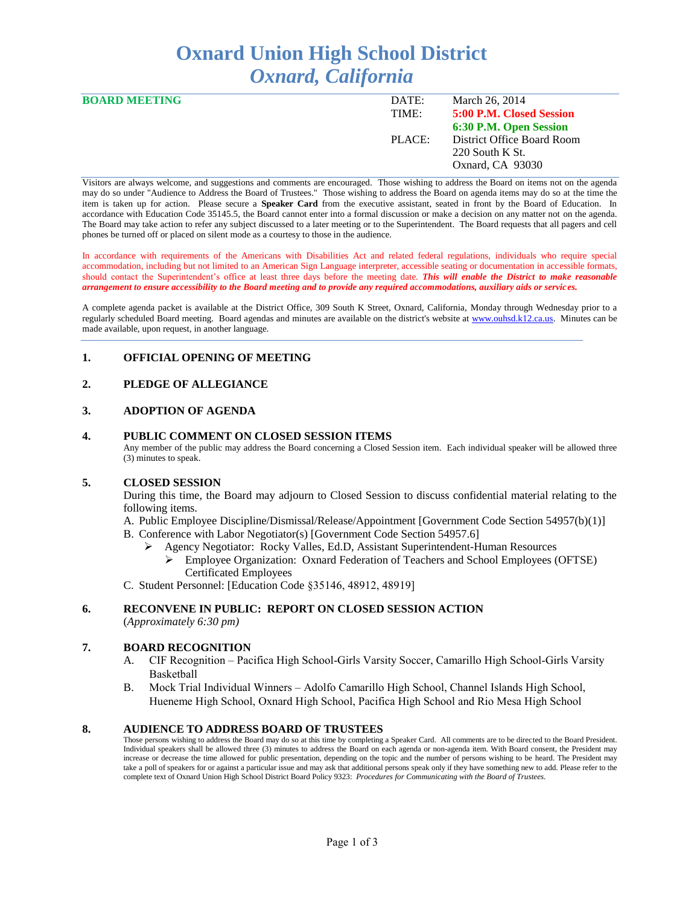# Oxnard Union High School District
## *Oxnard, California*

**BOARD MEETING**

| | |
|---|---|
| DATE: | March 26, 2014 |
| TIME: | **5:00 P.M. Closed Session** |
| | **6:30 P.M. Open Session** |
| PLACE: | District Office Board Room |
| | 220 South K St. |
| | Oxnard, CA 93030 |

Visitors are always welcome, and suggestions and comments are encouraged. Those wishing to address the Board on items not on the agenda may do so under "Audience to Address the Board of Trustees." Those wishing to address the Board on agenda items may do so at the time the item is taken up for action. Please secure a **Speaker Card** from the executive assistant, seated in front by the Board of Education. In accordance with Education Code 35145.5, the Board cannot enter into a formal discussion or make a decision on any matter not on the agenda. The Board may take action to refer any subject discussed to a later meeting or to the Superintendent. The Board requests that all pagers and cell phones be turned off or placed on silent mode as a courtesy to those in the audience.

In accordance with requirements of the Americans with Disabilities Act and related federal regulations, individuals who require special accommodation, including but not limited to an American Sign Language interpreter, accessible seating or documentation in accessible formats, should contact the Superintendent's office at least three days before the meeting date. ***This will enable the District to make reasonable arrangement to ensure accessibility to the Board meeting and to provide any required accommodations, auxiliary aids or services.***

A complete agenda packet is available at the District Office, 309 South K Street, Oxnard, California, Monday through Wednesday prior to a regularly scheduled Board meeting. Board agendas and minutes are available on the district's website at www.ouhsd.k12.ca.us. Minutes can be made available, upon request, in another language.

## 1. OFFICIAL OPENING OF MEETING

## 2. PLEDGE OF ALLEGIANCE

## 3. ADOPTION OF AGENDA

## 4. PUBLIC COMMENT ON CLOSED SESSION ITEMS

Any member of the public may address the Board concerning a Closed Session item. Each individual speaker will be allowed three (3) minutes to speak.

## 5. CLOSED SESSION

During this time, the Board may adjourn to Closed Session to discuss confidential material relating to the following items.

A. Public Employee Discipline/Dismissal/Release/Appointment [Government Code Section 54957(b)(1)]

B. Conference with Labor Negotiator(s) [Government Code Section 54957.6]
   - Agency Negotiator: Rocky Valles, Ed.D, Assistant Superintendent-Human Resources
     - Employee Organization: Oxnard Federation of Teachers and School Employees (OFTSE) Certificated Employees

C. Student Personnel: [Education Code §35146, 48912, 48919]

## 6. RECONVENE IN PUBLIC: REPORT ON CLOSED SESSION ACTION

(*Approximately 6:30 pm)*

## 7. BOARD RECOGNITION

A. CIF Recognition – Pacifica High School-Girls Varsity Soccer, Camarillo High School-Girls Varsity Basketball

B. Mock Trial Individual Winners – Adolfo Camarillo High School, Channel Islands High School, Hueneme High School, Oxnard High School, Pacifica High School and Rio Mesa High School

## 8. AUDIENCE TO ADDRESS BOARD OF TRUSTEES

Those persons wishing to address the Board may do so at this time by completing a Speaker Card. All comments are to be directed to the Board President. Individual speakers shall be allowed three (3) minutes to address the Board on each agenda or non-agenda item. With Board consent, the President may increase or decrease the time allowed for public presentation, depending on the topic and the number of persons wishing to be heard. The President may take a poll of speakers for or against a particular issue and may ask that additional persons speak only if they have something new to add. Please refer to the complete text of Oxnard Union High School District Board Policy 9323: *Procedures for Communicating with the Board of Trustees.*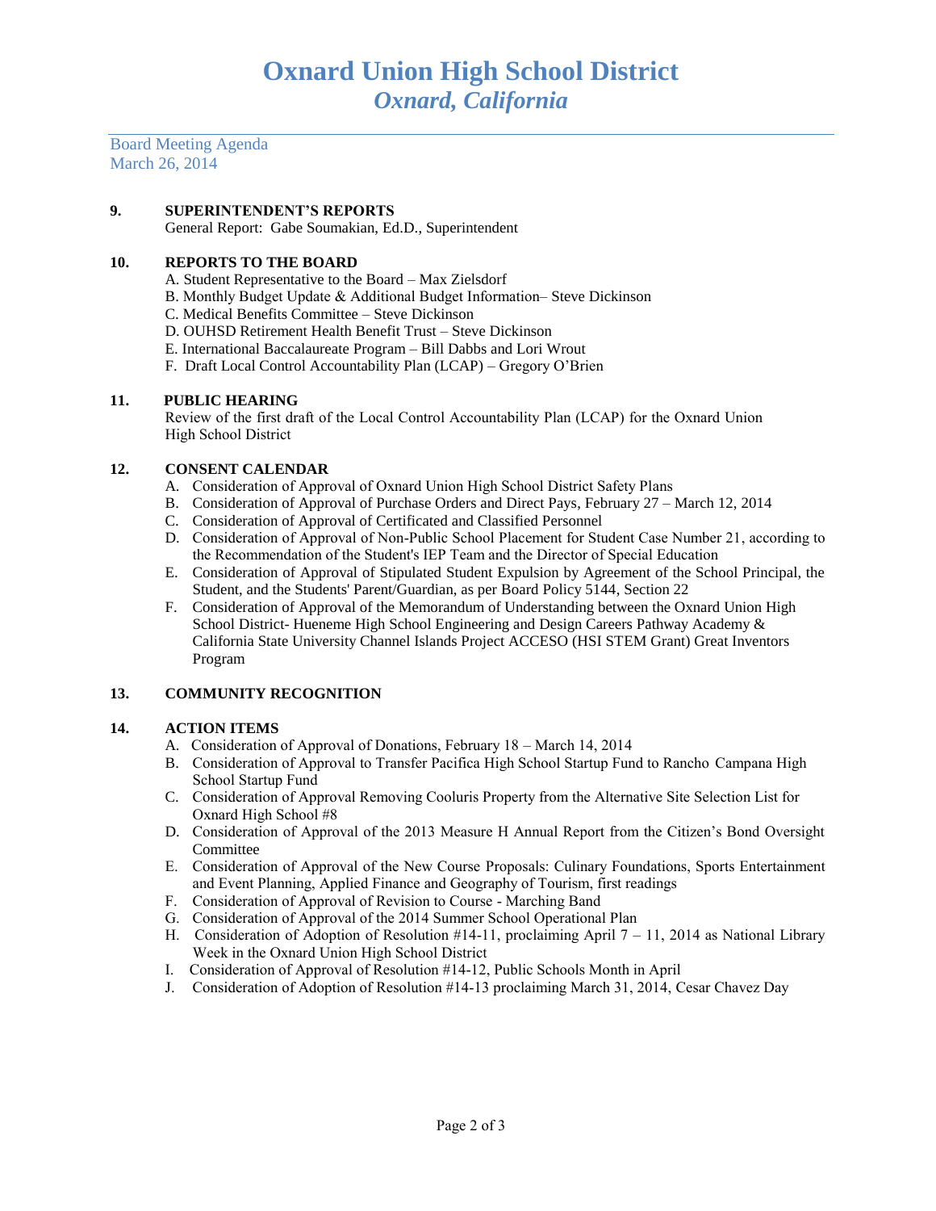# Oxnard Union High School District
## *Oxnard, California*

Board Meeting Agenda
March 26, 2014

**9. SUPERINTENDENT'S REPORTS**

General Report: Gabe Soumakian, Ed.D., Superintendent

**10. REPORTS TO THE BOARD**

A. Student Representative to the Board – Max Zielsdorf
B. Monthly Budget Update & Additional Budget Information– Steve Dickinson
C. Medical Benefits Committee – Steve Dickinson
D. OUHSD Retirement Health Benefit Trust – Steve Dickinson
E. International Baccalaureate Program – Bill Dabbs and Lori Wrout
F. Draft Local Control Accountability Plan (LCAP) – Gregory O'Brien

**11. PUBLIC HEARING**

Review of the first draft of the Local Control Accountability Plan (LCAP) for the Oxnard Union High School District

**12. CONSENT CALENDAR**

A. Consideration of Approval of Oxnard Union High School District Safety Plans
B. Consideration of Approval of Purchase Orders and Direct Pays, February 27 – March 12, 2014
C. Consideration of Approval of Certificated and Classified Personnel
D. Consideration of Approval of Non-Public School Placement for Student Case Number 21, according to the Recommendation of the Student's IEP Team and the Director of Special Education
E. Consideration of Approval of Stipulated Student Expulsion by Agreement of the School Principal, the Student, and the Students' Parent/Guardian, as per Board Policy 5144, Section 22
F. Consideration of Approval of the Memorandum of Understanding between the Oxnard Union High School District- Hueneme High School Engineering and Design Careers Pathway Academy & California State University Channel Islands Project ACCESO (HSI STEM Grant) Great Inventors Program

**13. COMMUNITY RECOGNITION**

**14. ACTION ITEMS**

A. Consideration of Approval of Donations, February 18 – March 14, 2014
B. Consideration of Approval to Transfer Pacifica High School Startup Fund to Rancho Campana High School Startup Fund
C. Consideration of Approval Removing Cooluris Property from the Alternative Site Selection List for Oxnard High School #8
D. Consideration of Approval of the 2013 Measure H Annual Report from the Citizen's Bond Oversight Committee
E. Consideration of Approval of the New Course Proposals: Culinary Foundations, Sports Entertainment and Event Planning, Applied Finance and Geography of Tourism, first readings
F. Consideration of Approval of Revision to Course - Marching Band
G. Consideration of Approval of the 2014 Summer School Operational Plan
H. Consideration of Adoption of Resolution #14-11, proclaiming April 7 – 11, 2014 as National Library Week in the Oxnard Union High School District
I. Consideration of Approval of Resolution #14-12, Public Schools Month in April
J. Consideration of Adoption of Resolution #14-13 proclaiming March 31, 2014, Cesar Chavez Day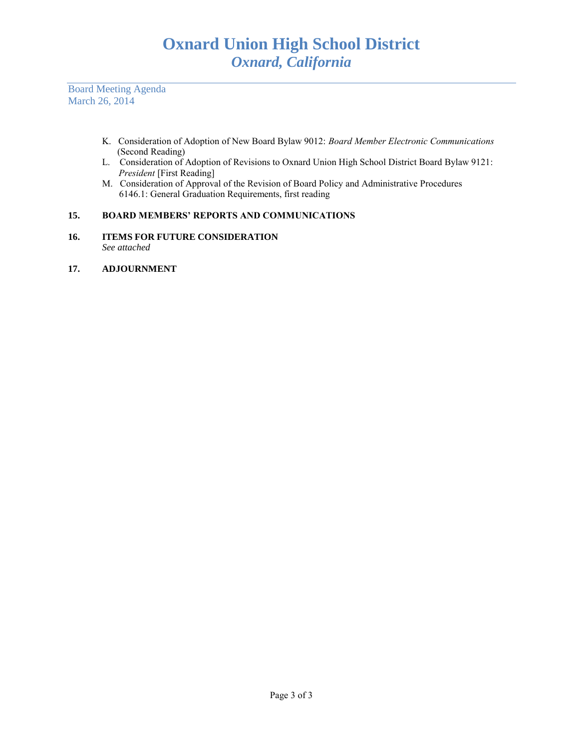K. Consideration of Adoption of New Board Bylaw 9012: *Board Member Electronic Communications* (Second Reading)

L. Consideration of Adoption of Revisions to Oxnard Union High School District Board Bylaw 9121: *President* [First Reading]

M. Consideration of Approval of the Revision of Board Policy and Administrative Procedures 6146.1: General Graduation Requirements, first reading

**15. BOARD MEMBERS' REPORTS AND COMMUNICATIONS**

**16. ITEMS FOR FUTURE CONSIDERATION**

*See attached*

**17. ADJOURNMENT**